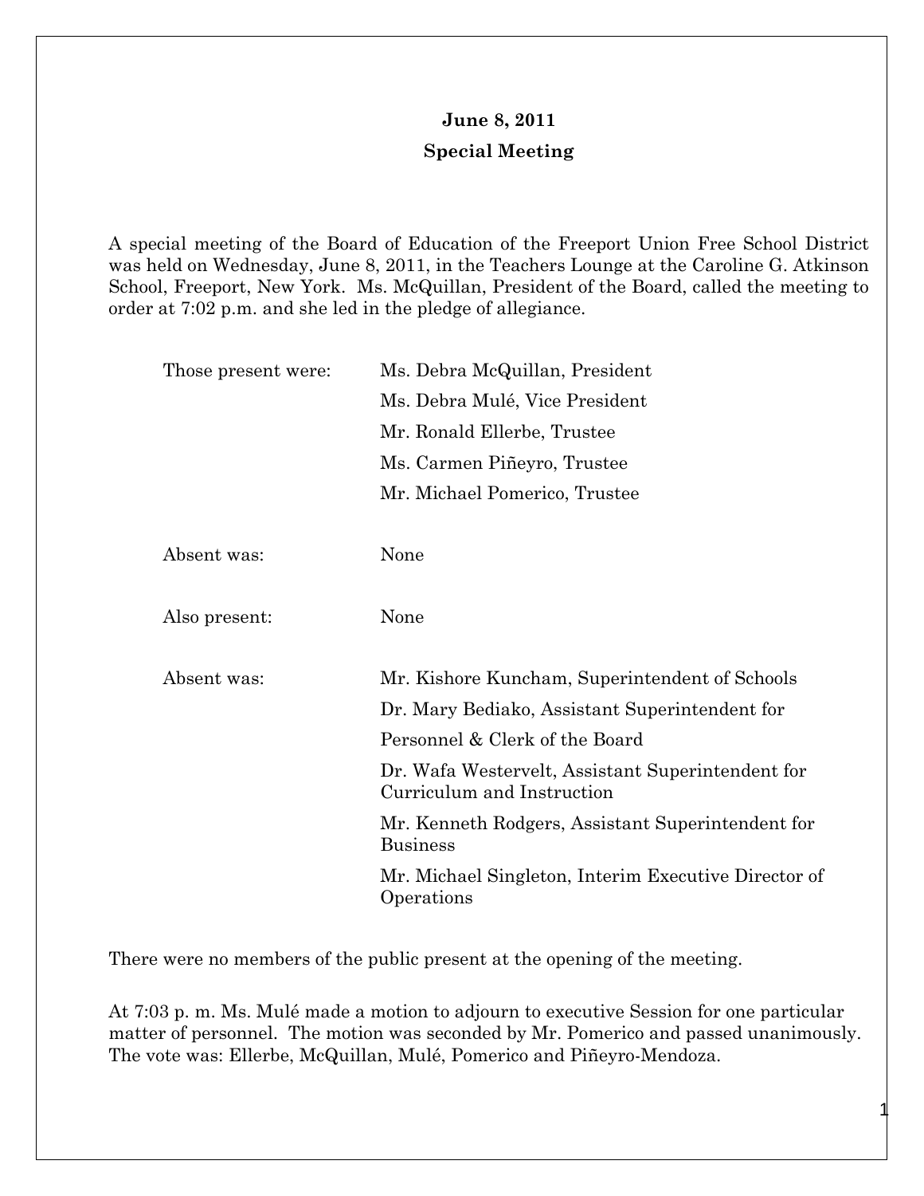**June 8, 2011**

**Special Meeting**

A special meeting of the Board of Education of the Freeport Union Free School District was held on Wednesday, June 8, 2011, in the Teachers Lounge at the Caroline G. Atkinson School, Freeport, New York. Ms. McQuillan, President of the Board, called the meeting to order at 7:02 p.m. and she led in the pledge of allegiance.

| | |
|---|---|
| Those present were: | Ms. Debra McQuillan, President |
| | Ms. Debra Mulé, Vice President |
| | Mr. Ronald Ellerbe, Trustee |
| | Ms. Carmen Piñeyro, Trustee |
| | Mr. Michael Pomerico, Trustee |
| Absent was: | None |
| Also present: | None |
| Absent was: | Mr. Kishore Kuncham, Superintendent of Schools |
| | Dr. Mary Bediako, Assistant Superintendent for Personnel & Clerk of the Board |
| | Dr. Wafa Westervelt, Assistant Superintendent for Curriculum and Instruction |
| | Mr. Kenneth Rodgers, Assistant Superintendent for Business |
| | Mr. Michael Singleton, Interim Executive Director of Operations |

There were no members of the public present at the opening of the meeting.

At 7:03 p. m. Ms. Mulé made a motion to adjourn to executive Session for one particular matter of personnel. The motion was seconded by Mr. Pomerico and passed unanimously. The vote was: Ellerbe, McQuillan, Mulé, Pomerico and Piñeyro-Mendoza.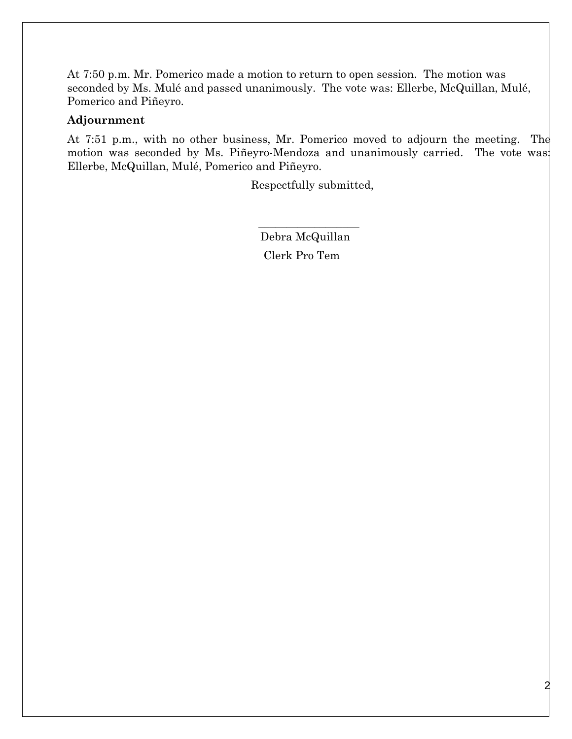At 7:50 p.m. Mr. Pomerico made a motion to return to open session. The motion was seconded by Ms. Mulé and passed unanimously. The vote was: Ellerbe, McQuillan, Mulé, Pomerico and Piñeyro.

**Adjournment**

At 7:51 p.m., with no other business, Mr. Pomerico moved to adjourn the meeting. The motion was seconded by Ms. Piñeyro-Mendoza and unanimously carried. The vote was: Ellerbe, McQuillan, Mulé, Pomerico and Piñeyro.

Respectfully submitted,

\_\_\_\_\_\_\_\_\_\_\_\_\_\_\_\_\_\_

Debra McQuillan

Clerk Pro Tem